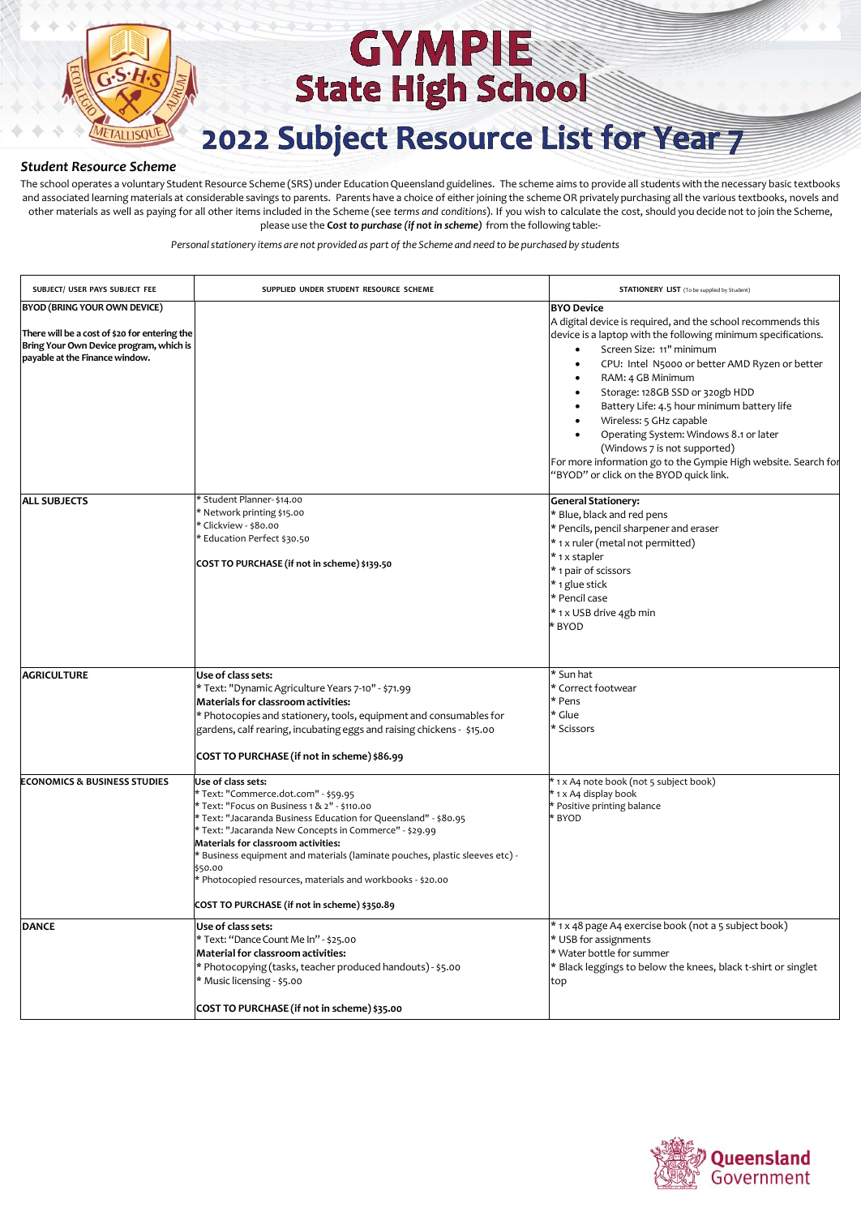# GYMPIE State High School

## 2022 Subject Resource List for Year 7

### *Student Resource Scheme*

The school operates a voluntary Student Resource Scheme (SRS) under Education Queensland guidelines. The scheme aims to provide all students with the necessary basic textbooks and associated learning materials at considerable savings to parents. Parents have a choice of either joining the scheme OR privately purchasing all the various textbooks, novels and other materials as well as paying for all other items included in the Scheme (see *terms and conditions*). If you wish to calculate the cost, should you decide not to join the Scheme, please use the ***Cost to purchase (if not in scheme)*** from the following table:-

*Personal stationery items are not provided as part of the Scheme and need to be purchased by students*

| SUBJECT/ USER PAYS SUBJECT FEE | SUPPLIED UNDER STUDENT RESOURCE SCHEME | STATIONERY LIST (To be supplied by Student) |
|---|---|---|
| **BYOD (BRING YOUR OWN DEVICE)**<br><br>**There will be a cost of $20 for entering the Bring Your Own Device program, which is payable at the Finance window.** | | **BYO Device**<br>A digital device is required, and the school recommends this device is a laptop with the following minimum specifications.<br>• Screen Size: 11" minimum<br>• CPU: Intel N5000 or better AMD Ryzen or better<br>• RAM: 4 GB Minimum<br>• Storage: 128GB SSD or 320gb HDD<br>• Battery Life: 4.5 hour minimum battery life<br>• Wireless: 5 GHz capable<br>• Operating System: Windows 8.1 or later (Windows 7 is not supported)<br>For more information go to the Gympie High website. Search for "BYOD" or click on the BYOD quick link. |
| **ALL SUBJECTS** | * Student Planner- $14.00<br>* Network printing $15.00<br>* Clickview - $80.00<br>* Education Perfect $30.50<br><br>**COST TO PURCHASE (if not in scheme) $139.50** | **General Stationery:**<br>* Blue, black and red pens<br>* Pencils, pencil sharpener and eraser<br>* 1 x ruler (metal not permitted)<br>* 1 x stapler<br>* 1 pair of scissors<br>* 1 glue stick<br>* Pencil case<br>* 1 x USB drive 4gb min<br>* BYOD |
| **AGRICULTURE** | **Use of class sets:**<br>* Text: "Dynamic Agriculture Years 7-10" - $71.99<br>**Materials for classroom activities:**<br>* Photocopies and stationery, tools, equipment and consumables for gardens, calf rearing, incubating eggs and raising chickens - $15.00<br><br>**COST TO PURCHASE (if not in scheme) $86.99** | * Sun hat<br>* Correct footwear<br>* Pens<br>* Glue<br>* Scissors |
| **ECONOMICS & BUSINESS STUDIES** | **Use of class sets:**<br>* Text: "Commerce.dot.com" - $59.95<br>* Text: "Focus on Business 1 & 2" - $110.00<br>* Text: "Jacaranda Business Education for Queensland" - $80.95<br>* Text: "Jacaranda New Concepts in Commerce" - $29.99<br>**Materials for classroom activities:**<br>* Business equipment and materials (laminate pouches, plastic sleeves etc) - $50.00<br>* Photocopied resources, materials and workbooks - $20.00<br><br>**COST TO PURCHASE (if not in scheme) $350.89** | * 1 x A4 note book (not 5 subject book)<br>* 1 x A4 display book<br>* Positive printing balance<br>* BYOD |
| **DANCE** | **Use of class sets:**<br>* Text: "Dance Count Me In" - $25.00<br>**Material for classroom activities:**<br>* Photocopying (tasks, teacher produced handouts) - $5.00<br>* Music licensing - $5.00<br><br>**COST TO PURCHASE (if not in scheme) $35.00** | * 1 x 48 page A4 exercise book (not a 5 subject book)<br>* USB for assignments<br>* Water bottle for summer<br>* Black leggings to below the knees, black t-shirt or singlet top |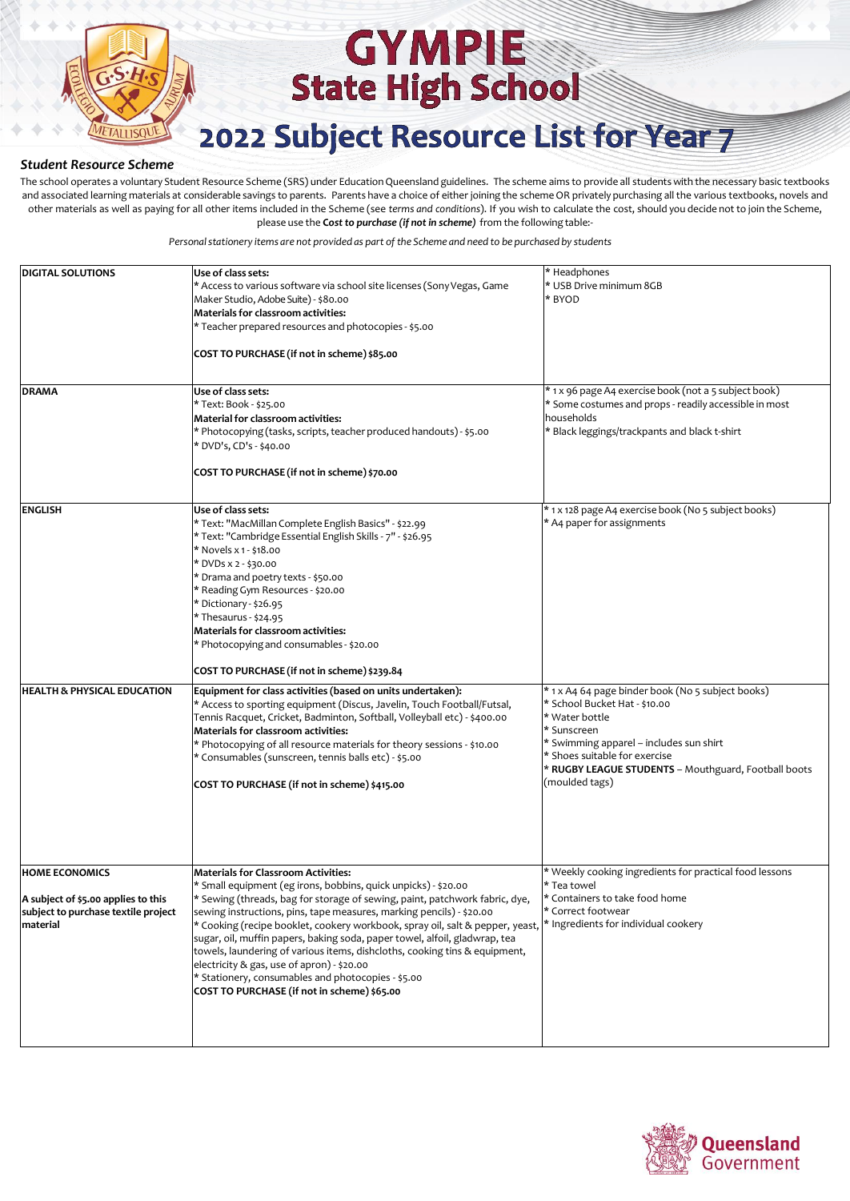# GYMPIE State High School

# 2022 Subject Resource List for Year 7

### *Student Resource Scheme*

The school operates a voluntary Student Resource Scheme (SRS) under Education Queensland guidelines. The scheme aims to provide all students with the necessary basic textbooks and associated learning materials at considerable savings to parents. Parents have a choice of either joining the scheme OR privately purchasing all the various textbooks, novels and other materials as well as paying for all other items included in the Scheme (see *terms and conditions*). If you wish to calculate the cost, should you decide not to join the Scheme, please use the ***Cost to purchase (if not in scheme)*** from the following table:-

*Personal stationery items are not provided as part of the Scheme and need to be purchased by students*

| | | |
|---|---|---|
| **DIGITAL SOLUTIONS** | **Use of class sets:**<br>* Access to various software via school site licenses (Sony Vegas, Game Maker Studio, Adobe Suite) - $80.00<br>**Materials for classroom activities:**<br>* Teacher prepared resources and photocopies - $5.00<br><br>**COST TO PURCHASE (if not in scheme) $85.00** | * Headphones<br>* USB Drive minimum 8GB<br>* BYOD |
| **DRAMA** | **Use of class sets:**<br>* Text: Book - $25.00<br>**Material for classroom activities:**<br>* Photocopying (tasks, scripts, teacher produced handouts) - $5.00<br>* DVD's, CD's - $40.00<br><br>**COST TO PURCHASE (if not in scheme) $70.00** | * 1 x 96 page A4 exercise book (not a 5 subject book)<br>* Some costumes and props - readily accessible in most households<br>* Black leggings/trackpants and black t-shirt |
| **ENGLISH** | **Use of class sets:**<br>* Text: "MacMillan Complete English Basics" - $22.99<br>* Text: "Cambridge Essential English Skills - 7" - $26.95<br>* Novels x 1 - $18.00<br>* DVDs x 2 - $30.00<br>* Drama and poetry texts - $50.00<br>* Reading Gym Resources - $20.00<br>* Dictionary - $26.95<br>* Thesaurus - $24.95<br>**Materials for classroom activities:**<br>* Photocopying and consumables - $20.00<br><br>**COST TO PURCHASE (if not in scheme) $239.84** | * 1 x 128 page A4 exercise book (No 5 subject books)<br>* A4 paper for assignments |
| **HEALTH & PHYSICAL EDUCATION** | **Equipment for class activities (based on units undertaken):**<br>* Access to sporting equipment (Discus, Javelin, Touch Football/Futsal, Tennis Racquet, Cricket, Badminton, Softball, Volleyball etc) - $400.00<br>**Materials for classroom activities:**<br>* Photocopying of all resource materials for theory sessions - $10.00<br>* Consumables (sunscreen, tennis balls etc) - $5.00<br><br>**COST TO PURCHASE (if not in scheme) $415.00** | * 1 x A4 64 page binder book (No 5 subject books)<br>* School Bucket Hat - $10.00<br>* Water bottle<br>* Sunscreen<br>* Swimming apparel – includes sun shirt<br>* Shoes suitable for exercise<br>* **RUGBY LEAGUE STUDENTS** – Mouthguard, Football boots (moulded tags) |
| **HOME ECONOMICS**<br><br>**A subject of $5.00 applies to this subject to purchase textile project material** | **Materials for Classroom Activities:**<br>* Small equipment (eg irons, bobbins, quick unpicks) - $20.00<br>* Sewing (threads, bag for storage of sewing, paint, patchwork fabric, dye, sewing instructions, pins, tape measures, marking pencils) - $20.00<br>* Cooking (recipe booklet, cookery workbook, spray oil, salt & pepper, yeast, sugar, oil, muffin papers, baking soda, paper towel, alfoil, gladwrap, tea towels, laundering of various items, dishcloths, cooking tins & equipment, electricity & gas, use of apron) - $20.00<br>* Stationery, consumables and photocopies - $5.00<br>**COST TO PURCHASE (if not in scheme) $65.00** | * Weekly cooking ingredients for practical food lessons<br>* Tea towel<br>* Containers to take food home<br>* Correct footwear<br>* Ingredients for individual cookery |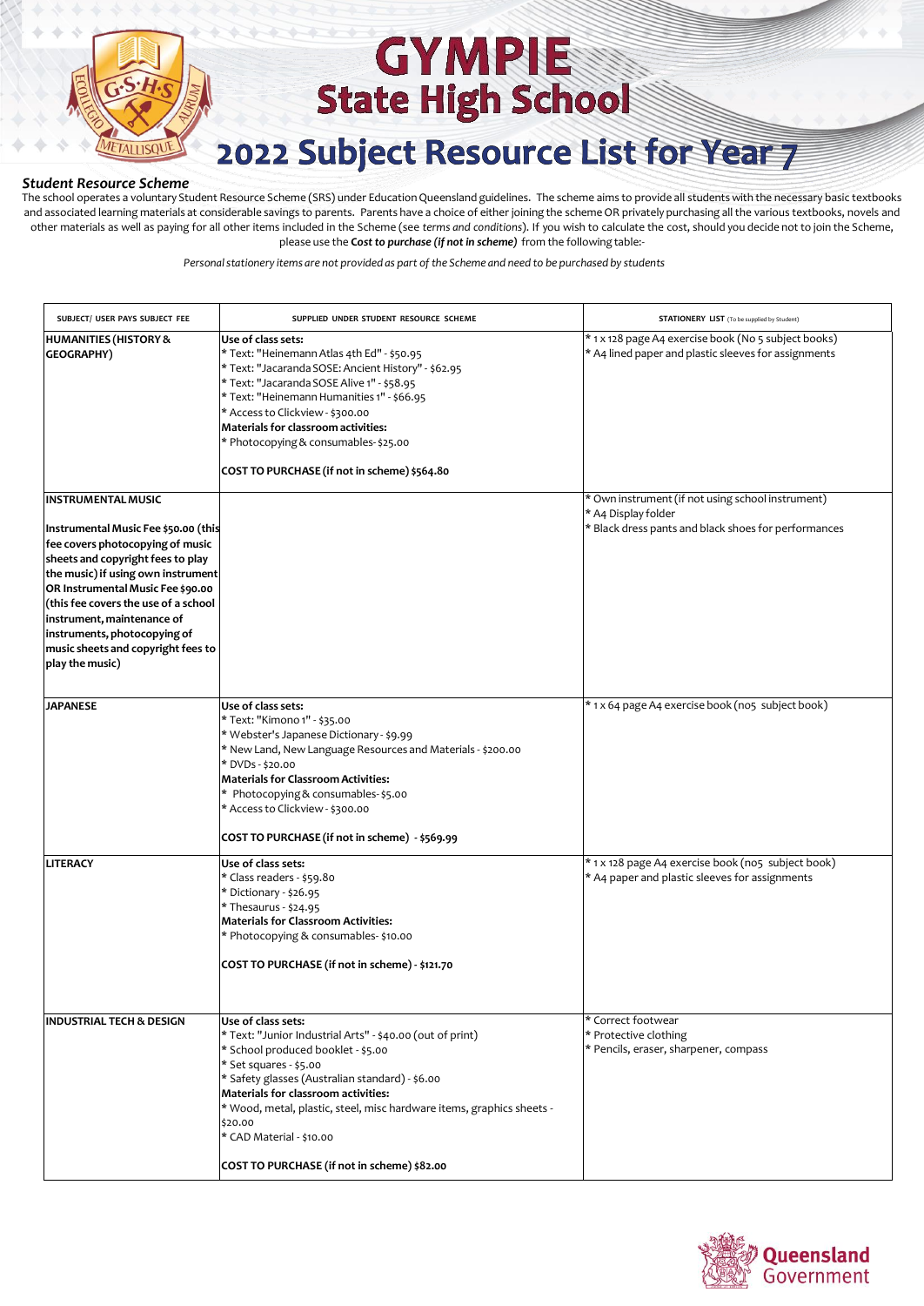# GYMPIE State High School

## 2022 Subject Resource List for Year 7

### *Student Resource Scheme*

The school operates a voluntary Student Resource Scheme (SRS) under Education Queensland guidelines. The scheme aims to provide all students with the necessary basic textbooks and associated learning materials at considerable savings to parents. Parents have a choice of either joining the scheme OR privately purchasing all the various textbooks, novels and other materials as well as paying for all other items included in the Scheme (see *terms and conditions*). If you wish to calculate the cost, should you decide not to join the Scheme, please use the ***Cost to purchase (if not in scheme)*** from the following table:-

*Personal stationery items are not provided as part of the Scheme and need to be purchased by students*

| SUBJECT/ USER PAYS SUBJECT FEE | SUPPLIED UNDER STUDENT RESOURCE SCHEME | STATIONERY LIST (To be supplied by Student) |
|---|---|---|
| **HUMANITIES (HISTORY & GEOGRAPHY)** | **Use of class sets:**<br>* Text: "Heinemann Atlas 4th Ed" - $50.95<br>* Text: "Jacaranda SOSE: Ancient History" - $62.95<br>* Text: "Jacaranda SOSE Alive 1" - $58.95<br>* Text: "Heinemann Humanities 1" - $66.95<br>* Access to Clickview - $300.00<br>**Materials for classroom activities:**<br>* Photocopying & consumables- $25.00<br><br>**COST TO PURCHASE (if not in scheme) $564.80** | * 1 x 128 page A4 exercise book (No 5 subject books)<br>* A4 lined paper and plastic sleeves for assignments |
| **INSTRUMENTAL MUSIC**<br><br>**Instrumental Music Fee $50.00 (this fee covers photocopying of music sheets and copyright fees to play the music) if using own instrument OR Instrumental Music Fee $90.00 (this fee covers the use of a school instrument, maintenance of instruments, photocopying of music sheets and copyright fees to play the music)** | | * Own instrument (if not using school instrument)<br>* A4 Display folder<br>* Black dress pants and black shoes for performances |
| **JAPANESE** | **Use of class sets:**<br>* Text: "Kimono 1" - $35.00<br>* Webster's Japanese Dictionary - $9.99<br>* New Land, New Language Resources and Materials - $200.00<br>* DVDs - $20.00<br>**Materials for Classroom Activities:**<br>* Photocopying & consumables- $5.00<br>* Access to Clickview - $300.00<br><br>**COST TO PURCHASE (if not in scheme) - $569.99** | * 1 x 64 page A4 exercise book (no5 subject book) |
| **LITERACY** | **Use of class sets:**<br>* Class readers - $59.80<br>* Dictionary - $26.95<br>* Thesaurus - $24.95<br>**Materials for Classroom Activities:**<br>* Photocopying & consumables- $10.00<br><br>**COST TO PURCHASE (if not in scheme) - $121.70** | * 1 x 128 page A4 exercise book (no5 subject book)<br>* A4 paper and plastic sleeves for assignments |
| **INDUSTRIAL TECH & DESIGN** | **Use of class sets:**<br>* Text: "Junior Industrial Arts" - $40.00 (out of print)<br>* School produced booklet - $5.00<br>* Set squares - $5.00<br>* Safety glasses (Australian standard) - $6.00<br>**Materials for classroom activities:**<br>* Wood, metal, plastic, steel, misc hardware items, graphics sheets - $20.00<br>* CAD Material - $10.00<br><br>**COST TO PURCHASE (if not in scheme) $82.00** | * Correct footwear<br>* Protective clothing<br>* Pencils, eraser, sharpener, compass |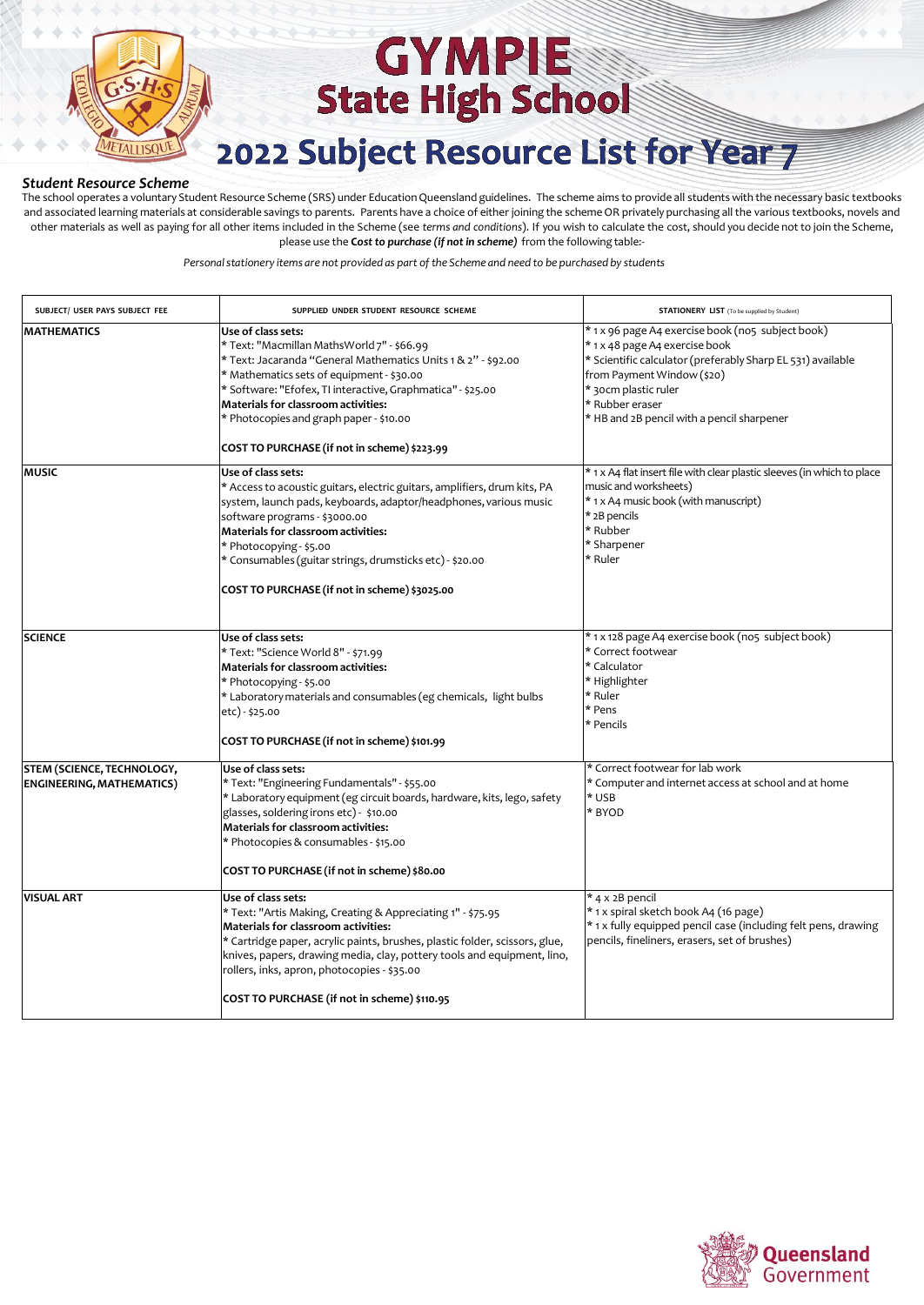# GYMPIE State High School

## 2022 Subject Resource List for Year 7

### *Student Resource Scheme*

The school operates a voluntary Student Resource Scheme (SRS) under Education Queensland guidelines. The scheme aims to provide all students with the necessary basic textbooks and associated learning materials at considerable savings to parents. Parents have a choice of either joining the scheme OR privately purchasing all the various textbooks, novels and other materials as well as paying for all other items included in the Scheme (see *terms and conditions*). If you wish to calculate the cost, should you decide not to join the Scheme, please use the ***Cost to purchase (if not in scheme)*** from the following table:-

*Personal stationery items are not provided as part of the Scheme and need to be purchased by students*

| SUBJECT/ USER PAYS SUBJECT FEE | SUPPLIED UNDER STUDENT RESOURCE SCHEME | STATIONERY LIST (To be supplied by Student) |
|---|---|---|
| **MATHEMATICS** | **Use of class sets:**<br>* Text: "Macmillan MathsWorld 7" - $66.99<br>* Text: Jacaranda "General Mathematics Units 1 & 2" - $92.00<br>* Mathematics sets of equipment - $30.00<br>* Software: "Efofex, TI interactive, Graphmatica" - $25.00<br>**Materials for classroom activities:**<br>* Photocopies and graph paper - $10.00<br><br>**COST TO PURCHASE (if not in scheme) $223.99** | * 1 x 96 page A4 exercise book (no5 subject book)<br>* 1 x 48 page A4 exercise book<br>* Scientific calculator (preferably Sharp EL 531) available from Payment Window ($20)<br>* 30cm plastic ruler<br>* Rubber eraser<br>* HB and 2B pencil with a pencil sharpener |
| **MUSIC** | **Use of class sets:**<br>* Access to acoustic guitars, electric guitars, amplifiers, drum kits, PA system, launch pads, keyboards, adaptor/headphones, various music software programs - $3000.00<br>**Materials for classroom activities:**<br>* Photocopying - $5.00<br>* Consumables (guitar strings, drumsticks etc) - $20.00<br><br>**COST TO PURCHASE (if not in scheme) $3025.00** | * 1 x A4 flat insert file with clear plastic sleeves (in which to place music and worksheets)<br>* 1 x A4 music book (with manuscript)<br>* 2B pencils<br>* Rubber<br>* Sharpener<br>* Ruler |
| **SCIENCE** | **Use of class sets:**<br>* Text: "Science World 8" - $71.99<br>**Materials for classroom activities:**<br>* Photocopying - $5.00<br>* Laboratory materials and consumables (eg chemicals, light bulbs etc) - $25.00<br><br>**COST TO PURCHASE (if not in scheme) $101.99** | * 1 x 128 page A4 exercise book (no5 subject book)<br>* Correct footwear<br>* Calculator<br>* Highlighter<br>* Ruler<br>* Pens<br>* Pencils |
| **STEM (SCIENCE, TECHNOLOGY, ENGINEERING, MATHEMATICS)** | **Use of class sets:**<br>* Text: "Engineering Fundamentals" - $55.00<br>* Laboratory equipment (eg circuit boards, hardware, kits, lego, safety glasses, soldering irons etc) - $10.00<br>**Materials for classroom activities:**<br>* Photocopies & consumables - $15.00<br><br>**COST TO PURCHASE (if not in scheme) $80.00** | * Correct footwear for lab work<br>* Computer and internet access at school and at home<br>* USB<br>* BYOD |
| **VISUAL ART** | **Use of class sets:**<br>* Text: "Artis Making, Creating & Appreciating 1" - $75.95<br>**Materials for classroom activities:**<br>* Cartridge paper, acrylic paints, brushes, plastic folder, scissors, glue, knives, papers, drawing media, clay, pottery tools and equipment, lino, rollers, inks, apron, photocopies - $35.00<br><br>**COST TO PURCHASE (if not in scheme) $110.95** | * 4 x 2B pencil<br>* 1 x spiral sketch book A4 (16 page)<br>* 1 x fully equipped pencil case (including felt pens, drawing pencils, fineliners, erasers, set of brushes) |